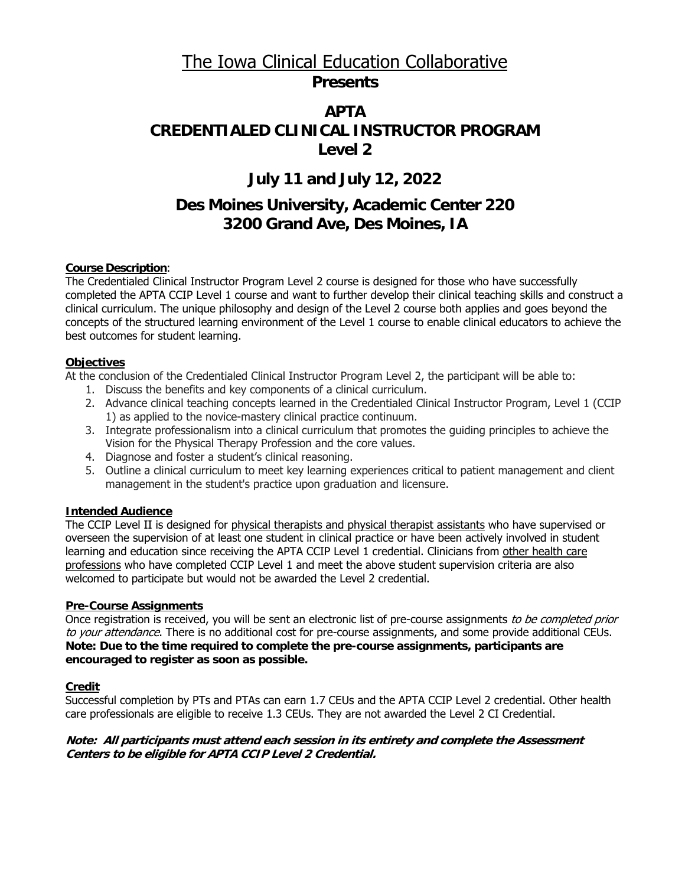# The Iowa Clinical Education Collaborative

**Presents**

## APTA
## CREDENTIALED CLINICAL INSTRUCTOR PROGRAM
## Level 2

## July 11 and July 12, 2022

## Des Moines University, Academic Center 220
## 3200 Grand Ave, Des Moines, IA

**Course Description**:

The Credentialed Clinical Instructor Program Level 2 course is designed for those who have successfully completed the APTA CCIP Level 1 course and want to further develop their clinical teaching skills and construct a clinical curriculum. The unique philosophy and design of the Level 2 course both applies and goes beyond the concepts of the structured learning environment of the Level 1 course to enable clinical educators to achieve the best outcomes for student learning.

**Objectives**

At the conclusion of the Credentialed Clinical Instructor Program Level 2, the participant will be able to:

1. Discuss the benefits and key components of a clinical curriculum.
2. Advance clinical teaching concepts learned in the Credentialed Clinical Instructor Program, Level 1 (CCIP 1) as applied to the novice-mastery clinical practice continuum.
3. Integrate professionalism into a clinical curriculum that promotes the guiding principles to achieve the Vision for the Physical Therapy Profession and the core values.
4. Diagnose and foster a student's clinical reasoning.
5. Outline a clinical curriculum to meet key learning experiences critical to patient management and client management in the student's practice upon graduation and licensure.

**Intended Audience**

The CCIP Level II is designed for physical therapists and physical therapist assistants who have supervised or overseen the supervision of at least one student in clinical practice or have been actively involved in student learning and education since receiving the APTA CCIP Level 1 credential. Clinicians from other health care professions who have completed CCIP Level 1 and meet the above student supervision criteria are also welcomed to participate but would not be awarded the Level 2 credential.

**Pre-Course Assignments**

Once registration is received, you will be sent an electronic list of pre-course assignments *to be completed prior to your attendance*. There is no additional cost for pre-course assignments, and some provide additional CEUs. **Note: Due to the time required to complete the pre-course assignments, participants are encouraged to register as soon as possible.**

**Credit**

Successful completion by PTs and PTAs can earn 1.7 CEUs and the APTA CCIP Level 2 credential. Other health care professionals are eligible to receive 1.3 CEUs. They are not awarded the Level 2 CI Credential.

***Note: All participants must attend each session in its entirety and complete the Assessment Centers to be eligible for APTA CCIP Level 2 Credential.***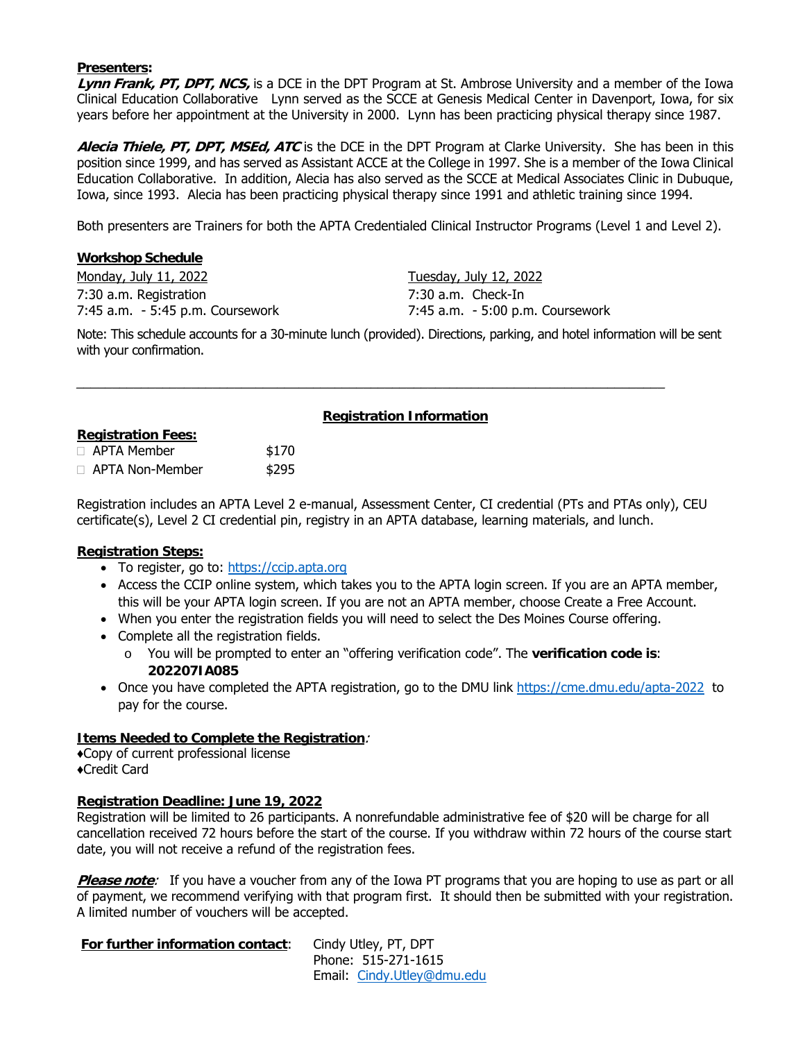**Presenters:**

***Lynn Frank, PT, DPT, NCS,*** is a DCE in the DPT Program at St. Ambrose University and a member of the Iowa Clinical Education Collaborative Lynn served as the SCCE at Genesis Medical Center in Davenport, Iowa, for six years before her appointment at the University in 2000. Lynn has been practicing physical therapy since 1987.

***Alecia Thiele, PT, DPT, MSEd, ATC*** is the DCE in the DPT Program at Clarke University. She has been in this position since 1999, and has served as Assistant ACCE at the College in 1997. She is a member of the Iowa Clinical Education Collaborative. In addition, Alecia has also served as the SCCE at Medical Associates Clinic in Dubuque, Iowa, since 1993. Alecia has been practicing physical therapy since 1991 and athletic training since 1994.

Both presenters are Trainers for both the APTA Credentialed Clinical Instructor Programs (Level 1 and Level 2).

**Workshop Schedule**

| Monday, July 11, 2022 | Tuesday, July 12, 2022 |
|---|---|
| 7:30 a.m. Registration | 7:30 a.m. Check-In |
| 7:45 a.m. - 5:45 p.m. Coursework | 7:45 a.m. - 5:00 p.m. Coursework |

Note: This schedule accounts for a 30-minute lunch (provided). Directions, parking, and hotel information will be sent with your confirmation.

---

## Registration Information

**Registration Fees:**

- ☐ APTA Member $170
- ☐ APTA Non-Member $295

Registration includes an APTA Level 2 e-manual, Assessment Center, CI credential (PTs and PTAs only), CEU certificate(s), Level 2 CI credential pin, registry in an APTA database, learning materials, and lunch.

**Registration Steps:**

- To register, go to: https://ccip.apta.org
- Access the CCIP online system, which takes you to the APTA login screen. If you are an APTA member, this will be your APTA login screen. If you are not an APTA member, choose Create a Free Account.
- When you enter the registration fields you will need to select the Des Moines Course offering.
- Complete all the registration fields.
  - You will be prompted to enter an "offering verification code". The **verification code is**: **202207IA085**
- Once you have completed the APTA registration, go to the DMU link https://cme.dmu.edu/apta-2022 to pay for the course.

**Items Needed to Complete the Registration**:

♦Copy of current professional license
♦Credit Card

**Registration Deadline: June 19, 2022**

Registration will be limited to 26 participants. A nonrefundable administrative fee of $20 will be charge for all cancellation received 72 hours before the start of the course. If you withdraw within 72 hours of the course start date, you will not receive a refund of the registration fees.

***Please note***: If you have a voucher from any of the Iowa PT programs that you are hoping to use as part or all of payment, we recommend verifying with that program first. It should then be submitted with your registration. A limited number of vouchers will be accepted.

**For further information contact**: Cindy Utley, PT, DPT
Phone: 515-271-1615
Email: Cindy.Utley@dmu.edu